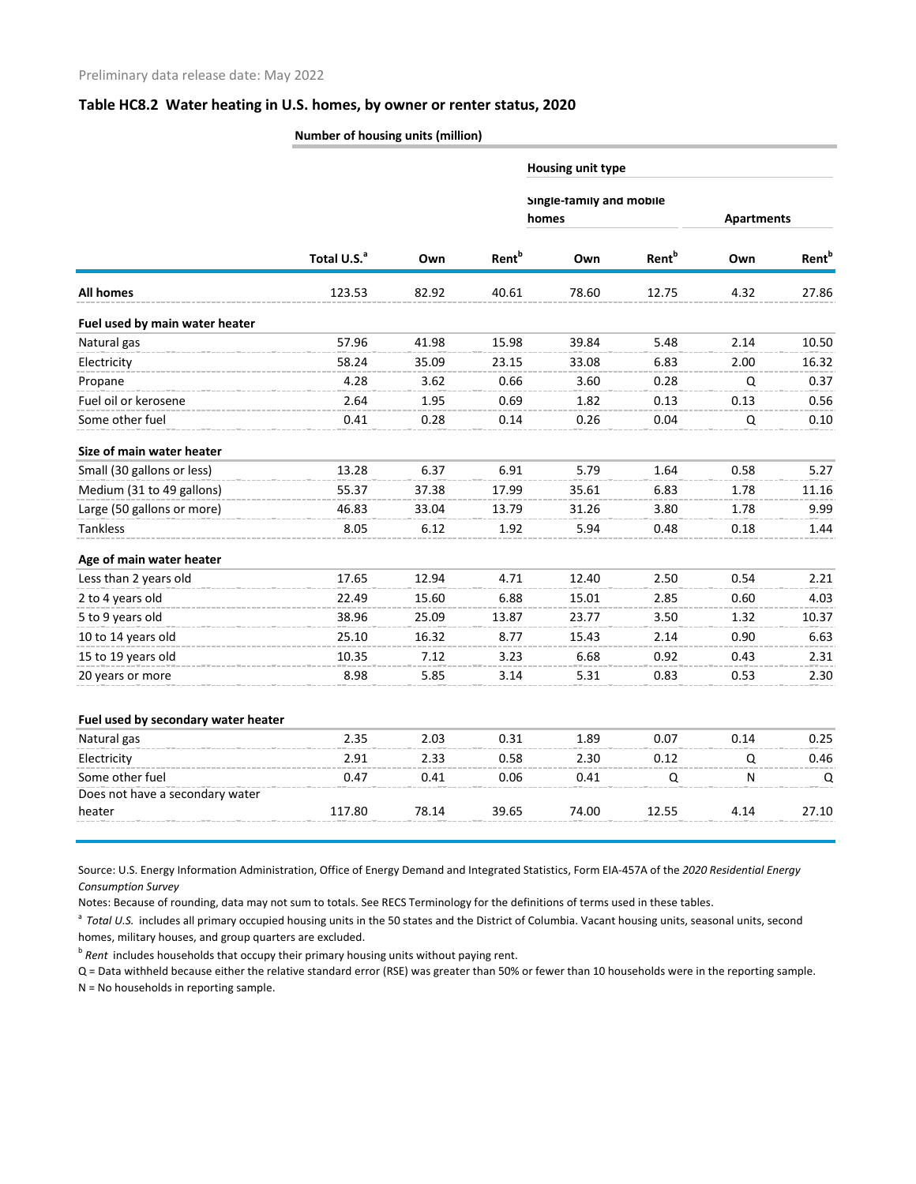Preliminary data release date: May 2022

### Table HC8.2 Water heating in U.S. homes, by owner or renter status, 2020

| | Number of housing units (million) | | | | | | |
|---|---|---|---|---|---|---|---|
| | | | | Housing unit type | | | |
| | | | | Single-family and mobile homes | | Apartments | |
| | Total U.S.[a] | Own | Rent[b] | Own | Rent[b] | Own | Rent[b] |
| **All homes** | 123.53 | 82.92 | 40.61 | 78.60 | 12.75 | 4.32 | 27.86 |
| **Fuel used by main water heater** | | | | | | | |
| Natural gas | 57.96 | 41.98 | 15.98 | 39.84 | 5.48 | 2.14 | 10.50 |
| Electricity | 58.24 | 35.09 | 23.15 | 33.08 | 6.83 | 2.00 | 16.32 |
| Propane | 4.28 | 3.62 | 0.66 | 3.60 | 0.28 | Q | 0.37 |
| Fuel oil or kerosene | 2.64 | 1.95 | 0.69 | 1.82 | 0.13 | 0.13 | 0.56 |
| Some other fuel | 0.41 | 0.28 | 0.14 | 0.26 | 0.04 | Q | 0.10 |
| **Size of main water heater** | | | | | | | |
| Small (30 gallons or less) | 13.28 | 6.37 | 6.91 | 5.79 | 1.64 | 0.58 | 5.27 |
| Medium (31 to 49 gallons) | 55.37 | 37.38 | 17.99 | 35.61 | 6.83 | 1.78 | 11.16 |
| Large (50 gallons or more) | 46.83 | 33.04 | 13.79 | 31.26 | 3.80 | 1.78 | 9.99 |
| Tankless | 8.05 | 6.12 | 1.92 | 5.94 | 0.48 | 0.18 | 1.44 |
| **Age of main water heater** | | | | | | | |
| Less than 2 years old | 17.65 | 12.94 | 4.71 | 12.40 | 2.50 | 0.54 | 2.21 |
| 2 to 4 years old | 22.49 | 15.60 | 6.88 | 15.01 | 2.85 | 0.60 | 4.03 |
| 5 to 9 years old | 38.96 | 25.09 | 13.87 | 23.77 | 3.50 | 1.32 | 10.37 |
| 10 to 14 years old | 25.10 | 16.32 | 8.77 | 15.43 | 2.14 | 0.90 | 6.63 |
| 15 to 19 years old | 10.35 | 7.12 | 3.23 | 6.68 | 0.92 | 0.43 | 2.31 |
| 20 years or more | 8.98 | 5.85 | 3.14 | 5.31 | 0.83 | 0.53 | 2.30 |
| **Fuel used by secondary water heater** | | | | | | | |
| Natural gas | 2.35 | 2.03 | 0.31 | 1.89 | 0.07 | 0.14 | 0.25 |
| Electricity | 2.91 | 2.33 | 0.58 | 2.30 | 0.12 | Q | 0.46 |
| Some other fuel | 0.47 | 0.41 | 0.06 | 0.41 | Q | N | Q |
| Does not have a secondary water heater | 117.80 | 78.14 | 39.65 | 74.00 | 12.55 | 4.14 | 27.10 |

Source: U.S. Energy Information Administration, Office of Energy Demand and Integrated Statistics, Form EIA-457A of the *2020 Residential Energy Consumption Survey*

Notes: Because of rounding, data may not sum to totals. See RECS Terminology for the definitions of terms used in these tables.

[a] *Total U.S.* includes all primary occupied housing units in the 50 states and the District of Columbia. Vacant housing units, seasonal units, second homes, military houses, and group quarters are excluded.

[b] *Rent* includes households that occupy their primary housing units without paying rent.

Q = Data withheld because either the relative standard error (RSE) was greater than 50% or fewer than 10 households were in the reporting sample.

N = No households in reporting sample.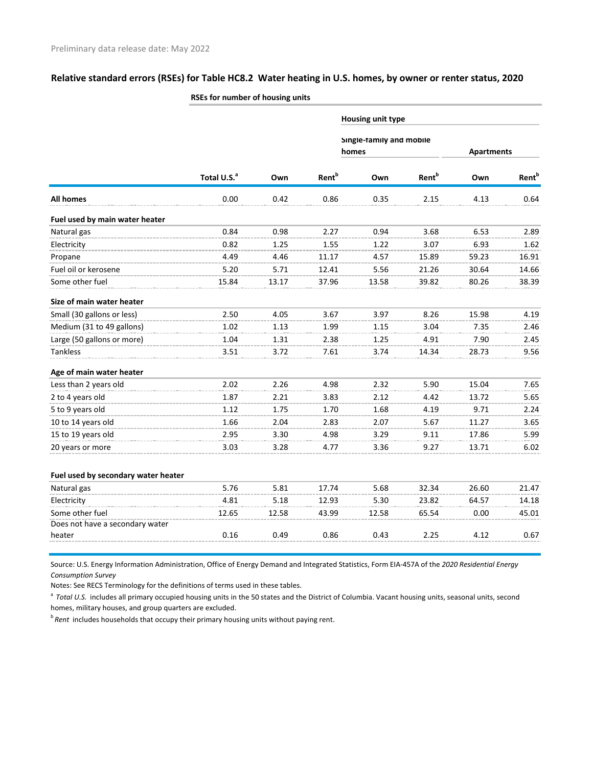Preliminary data release date: May 2022

## Relative standard errors (RSEs) for Table HC8.2 Water heating in U.S. homes, by owner or renter status, 2020

| | RSEs for number of housing units | | | | | | |
|---|---|---|---|---|---|---|---|
| | | | | Housing unit type | | | |
| | | | | Single-family and mobile homes | | Apartments | |
| | Total U.S.[a] | Own | Rent[b] | Own | Rent[b] | Own | Rent[b] |
| **All homes** | 0.00 | 0.42 | 0.86 | 0.35 | 2.15 | 4.13 | 0.64 |
| **Fuel used by main water heater** | | | | | | | |
| Natural gas | 0.84 | 0.98 | 2.27 | 0.94 | 3.68 | 6.53 | 2.89 |
| Electricity | 0.82 | 1.25 | 1.55 | 1.22 | 3.07 | 6.93 | 1.62 |
| Propane | 4.49 | 4.46 | 11.17 | 4.57 | 15.89 | 59.23 | 16.91 |
| Fuel oil or kerosene | 5.20 | 5.71 | 12.41 | 5.56 | 21.26 | 30.64 | 14.66 |
| Some other fuel | 15.84 | 13.17 | 37.96 | 13.58 | 39.82 | 80.26 | 38.39 |
| **Size of main water heater** | | | | | | | |
| Small (30 gallons or less) | 2.50 | 4.05 | 3.67 | 3.97 | 8.26 | 15.98 | 4.19 |
| Medium (31 to 49 gallons) | 1.02 | 1.13 | 1.99 | 1.15 | 3.04 | 7.35 | 2.46 |
| Large (50 gallons or more) | 1.04 | 1.31 | 2.38 | 1.25 | 4.91 | 7.90 | 2.45 |
| Tankless | 3.51 | 3.72 | 7.61 | 3.74 | 14.34 | 28.73 | 9.56 |
| **Age of main water heater** | | | | | | | |
| Less than 2 years old | 2.02 | 2.26 | 4.98 | 2.32 | 5.90 | 15.04 | 7.65 |
| 2 to 4 years old | 1.87 | 2.21 | 3.83 | 2.12 | 4.42 | 13.72 | 5.65 |
| 5 to 9 years old | 1.12 | 1.75 | 1.70 | 1.68 | 4.19 | 9.71 | 2.24 |
| 10 to 14 years old | 1.66 | 2.04 | 2.83 | 2.07 | 5.67 | 11.27 | 3.65 |
| 15 to 19 years old | 2.95 | 3.30 | 4.98 | 3.29 | 9.11 | 17.86 | 5.99 |
| 20 years or more | 3.03 | 3.28 | 4.77 | 3.36 | 9.27 | 13.71 | 6.02 |
| **Fuel used by secondary water heater** | | | | | | | |
| Natural gas | 5.76 | 5.81 | 17.74 | 5.68 | 32.34 | 26.60 | 21.47 |
| Electricity | 4.81 | 5.18 | 12.93 | 5.30 | 23.82 | 64.57 | 14.18 |
| Some other fuel | 12.65 | 12.58 | 43.99 | 12.58 | 65.54 | 0.00 | 45.01 |
| Does not have a secondary water heater | 0.16 | 0.49 | 0.86 | 0.43 | 2.25 | 4.12 | 0.67 |

Source: U.S. Energy Information Administration, Office of Energy Demand and Integrated Statistics, Form EIA-457A of the *2020 Residential Energy Consumption Survey*

Notes: See RECS Terminology for the definitions of terms used in these tables.

[a] *Total U.S.* includes all primary occupied housing units in the 50 states and the District of Columbia. Vacant housing units, seasonal units, second homes, military houses, and group quarters are excluded.

[b] *Rent* includes households that occupy their primary housing units without paying rent.